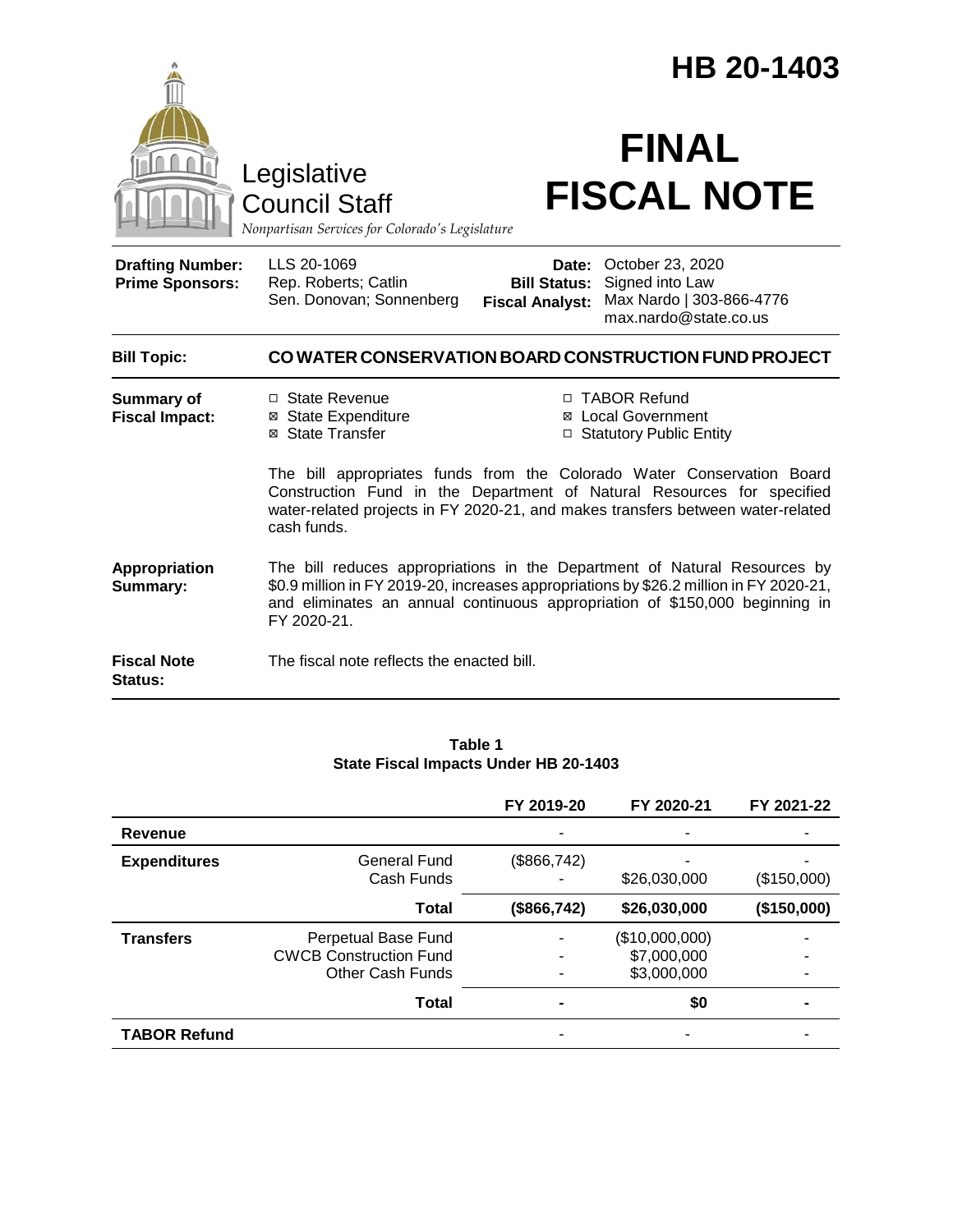# HB 20-1403

Legislative Council Staff

*Nonpartisan Services for Colorado's Legislature*

# FINAL FISCAL NOTE

| | | | |
|---|---|---|---|
| **Drafting Number:** | LLS 20-1069 | **Date:** | October 23, 2020 |
| **Prime Sponsors:** | Rep. Roberts; Catlin<br>Sen. Donovan; Sonnenberg | **Bill Status:** | Signed into Law |
| | | **Fiscal Analyst:** | Max Nardo \| 303-866-4776<br>max.nardo@state.co.us |

**Bill Topic:** **CO WATER CONSERVATION BOARD CONSTRUCTION FUND PROJECT**

**Summary of Fiscal Impact:**

- ☐ State Revenue
- ☒ State Expenditure
- ☒ State Transfer
- ☐ TABOR Refund
- ☒ Local Government
- ☐ Statutory Public Entity

The bill appropriates funds from the Colorado Water Conservation Board Construction Fund in the Department of Natural Resources for specified water-related projects in FY 2020-21, and makes transfers between water-related cash funds.

**Appropriation Summary:** The bill reduces appropriations in the Department of Natural Resources by \$0.9 million in FY 2019-20, increases appropriations by \$26.2 million in FY 2020-21, and eliminates an annual continuous appropriation of \$150,000 beginning in FY 2020-21.

**Fiscal Note Status:** The fiscal note reflects the enacted bill.

**Table 1**
**State Fiscal Impacts Under HB 20-1403**

| | | FY 2019-20 | FY 2020-21 | FY 2021-22 |
|---|---|---|---|---|
| **Revenue** | | - | - | - |
| **Expenditures** | General Fund | (\$866,742) | - | - |
| | Cash Funds | - | \$26,030,000 | (\$150,000) |
| | **Total** | **(\$866,742)** | **\$26,030,000** | **(\$150,000)** |
| **Transfers** | Perpetual Base Fund | - | (\$10,000,000) | - |
| | CWCB Construction Fund | - | \$7,000,000 | - |
| | Other Cash Funds | - | \$3,000,000 | - |
| | **Total** | **-** | **\$0** | **-** |
| **TABOR Refund** | | - | - | - |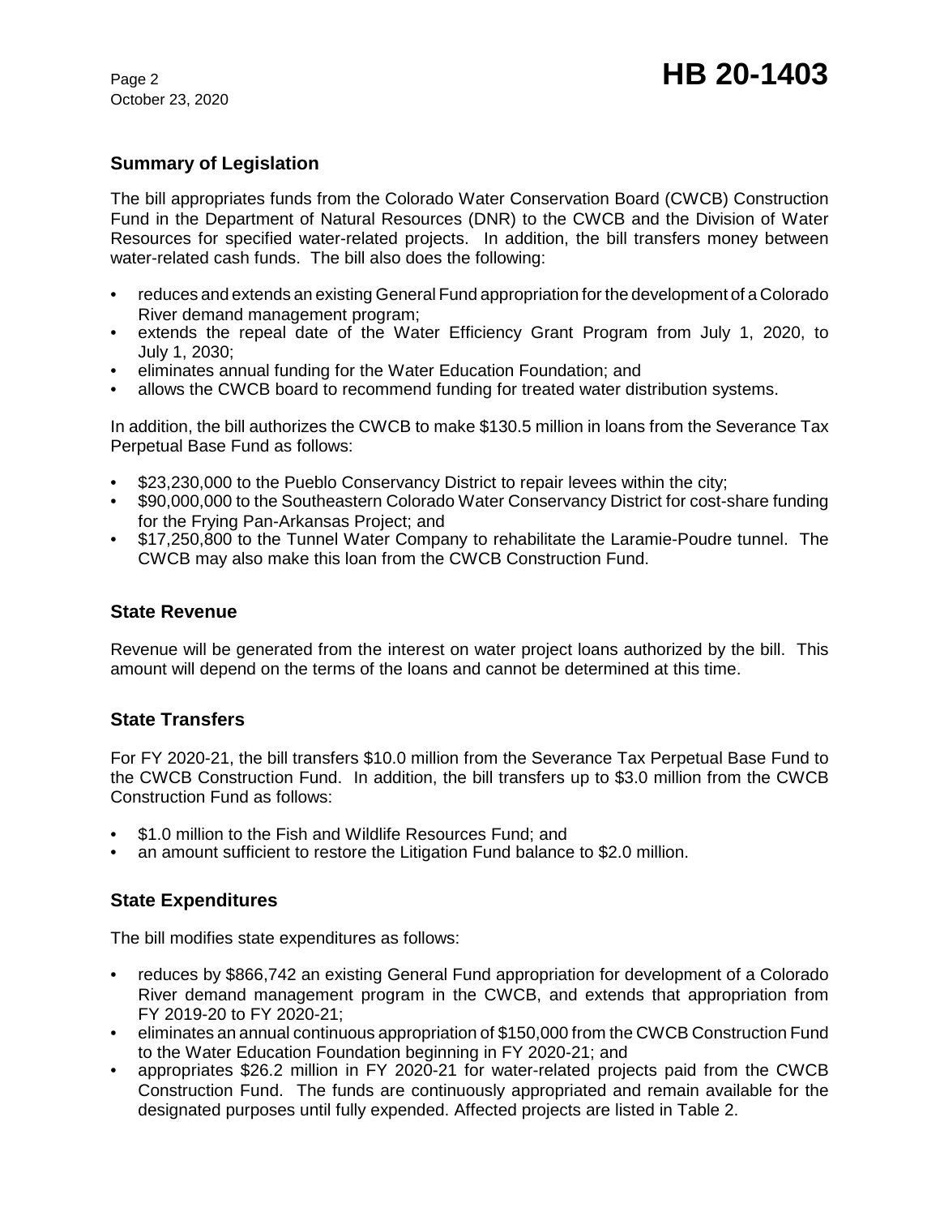## Summary of Legislation

The bill appropriates funds from the Colorado Water Conservation Board (CWCB) Construction Fund in the Department of Natural Resources (DNR) to the CWCB and the Division of Water Resources for specified water-related projects. In addition, the bill transfers money between water-related cash funds. The bill also does the following:

- reduces and extends an existing General Fund appropriation for the development of a Colorado River demand management program;
- extends the repeal date of the Water Efficiency Grant Program from July 1, 2020, to July 1, 2030;
- eliminates annual funding for the Water Education Foundation; and
- allows the CWCB board to recommend funding for treated water distribution systems.

In addition, the bill authorizes the CWCB to make $130.5 million in loans from the Severance Tax Perpetual Base Fund as follows:

- $23,230,000 to the Pueblo Conservancy District to repair levees within the city;
- $90,000,000 to the Southeastern Colorado Water Conservancy District for cost-share funding for the Frying Pan-Arkansas Project; and
- $17,250,800 to the Tunnel Water Company to rehabilitate the Laramie-Poudre tunnel. The CWCB may also make this loan from the CWCB Construction Fund.

## State Revenue

Revenue will be generated from the interest on water project loans authorized by the bill. This amount will depend on the terms of the loans and cannot be determined at this time.

## State Transfers

For FY 2020-21, the bill transfers $10.0 million from the Severance Tax Perpetual Base Fund to the CWCB Construction Fund. In addition, the bill transfers up to $3.0 million from the CWCB Construction Fund as follows:

- $1.0 million to the Fish and Wildlife Resources Fund; and
- an amount sufficient to restore the Litigation Fund balance to $2.0 million.

## State Expenditures

The bill modifies state expenditures as follows:

- reduces by $866,742 an existing General Fund appropriation for development of a Colorado River demand management program in the CWCB, and extends that appropriation from FY 2019-20 to FY 2020-21;
- eliminates an annual continuous appropriation of $150,000 from the CWCB Construction Fund to the Water Education Foundation beginning in FY 2020-21; and
- appropriates $26.2 million in FY 2020-21 for water-related projects paid from the CWCB Construction Fund. The funds are continuously appropriated and remain available for the designated purposes until fully expended. Affected projects are listed in Table 2.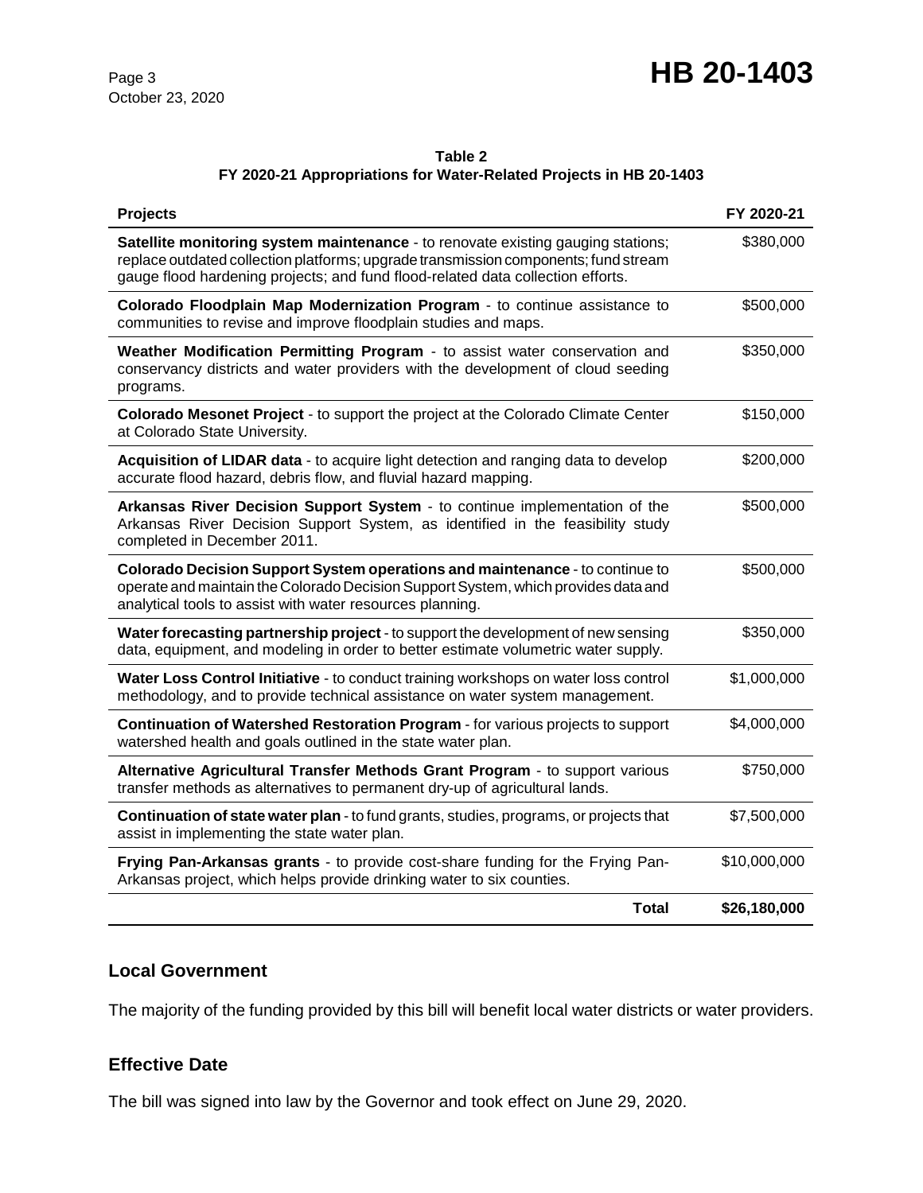**Table 2**
**FY 2020-21 Appropriations for Water-Related Projects in HB 20-1403**

| Projects | FY 2020-21 |
|---|---|
| **Satellite monitoring system maintenance** - to renovate existing gauging stations; replace outdated collection platforms; upgrade transmission components; fund stream gauge flood hardening projects; and fund flood-related data collection efforts. | $380,000 |
| **Colorado Floodplain Map Modernization Program** - to continue assistance to communities to revise and improve floodplain studies and maps. | $500,000 |
| **Weather Modification Permitting Program** - to assist water conservation and conservancy districts and water providers with the development of cloud seeding programs. | $350,000 |
| **Colorado Mesonet Project** - to support the project at the Colorado Climate Center at Colorado State University. | $150,000 |
| **Acquisition of LIDAR data** - to acquire light detection and ranging data to develop accurate flood hazard, debris flow, and fluvial hazard mapping. | $200,000 |
| **Arkansas River Decision Support System** - to continue implementation of the Arkansas River Decision Support System, as identified in the feasibility study completed in December 2011. | $500,000 |
| **Colorado Decision Support System operations and maintenance** - to continue to operate and maintain the Colorado Decision Support System, which provides data and analytical tools to assist with water resources planning. | $500,000 |
| **Water forecasting partnership project** - to support the development of new sensing data, equipment, and modeling in order to better estimate volumetric water supply. | $350,000 |
| **Water Loss Control Initiative** - to conduct training workshops on water loss control methodology, and to provide technical assistance on water system management. | $1,000,000 |
| **Continuation of Watershed Restoration Program** - for various projects to support watershed health and goals outlined in the state water plan. | $4,000,000 |
| **Alternative Agricultural Transfer Methods Grant Program** - to support various transfer methods as alternatives to permanent dry-up of agricultural lands. | $750,000 |
| **Continuation of state water plan** - to fund grants, studies, programs, or projects that assist in implementing the state water plan. | $7,500,000 |
| **Frying Pan-Arkansas grants** - to provide cost-share funding for the Frying Pan-Arkansas project, which helps provide drinking water to six counties. | $10,000,000 |
| **Total** | **$26,180,000** |

## Local Government

The majority of the funding provided by this bill will benefit local water districts or water providers.

## Effective Date

The bill was signed into law by the Governor and took effect on June 29, 2020.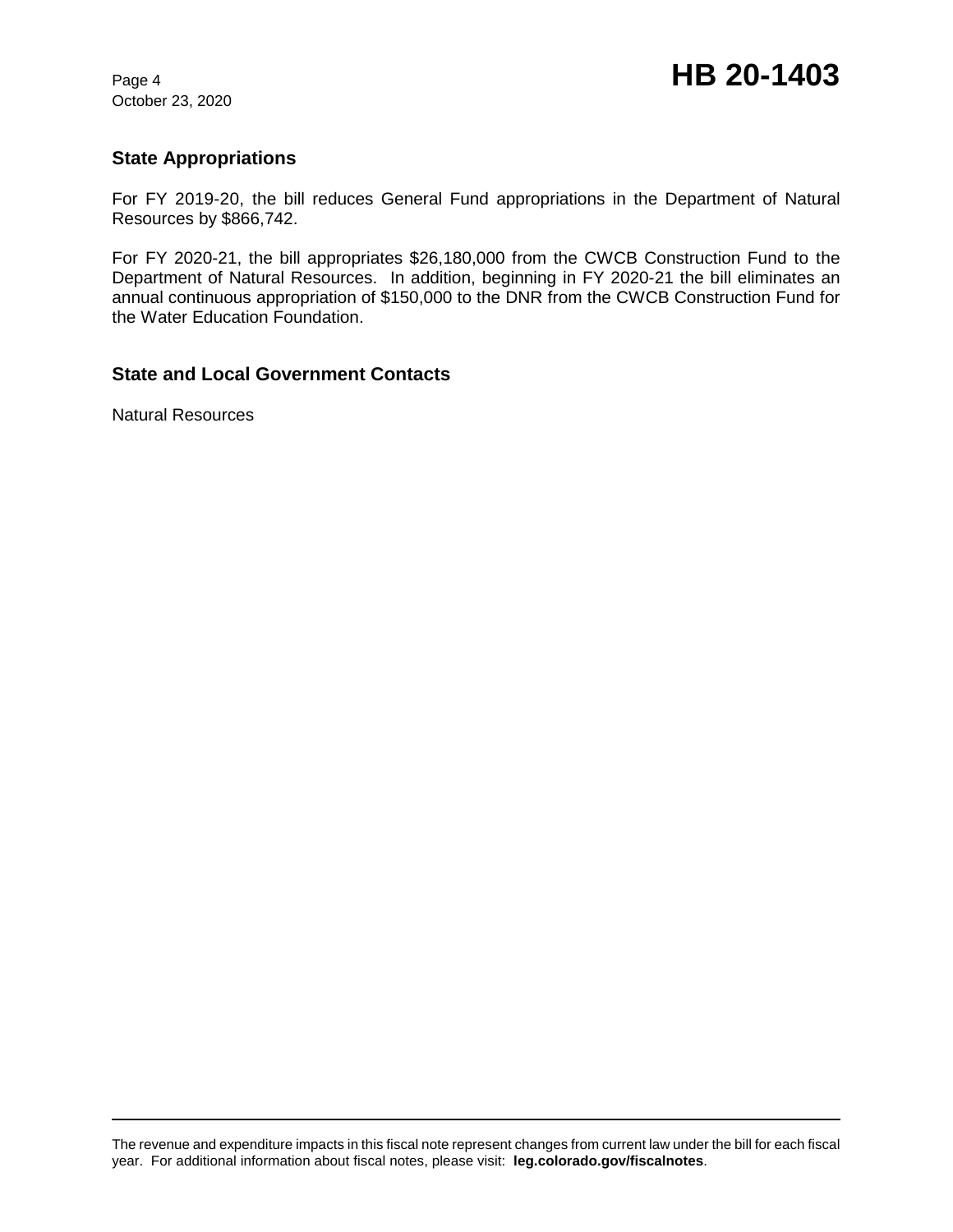## State Appropriations

For FY 2019-20, the bill reduces General Fund appropriations in the Department of Natural Resources by $866,742.

For FY 2020-21, the bill appropriates $26,180,000 from the CWCB Construction Fund to the Department of Natural Resources. In addition, beginning in FY 2020-21 the bill eliminates an annual continuous appropriation of $150,000 to the DNR from the CWCB Construction Fund for the Water Education Foundation.

## State and Local Government Contacts

Natural Resources

The revenue and expenditure impacts in this fiscal note represent changes from current law under the bill for each fiscal year. For additional information about fiscal notes, please visit: **leg.colorado.gov/fiscalnotes**.